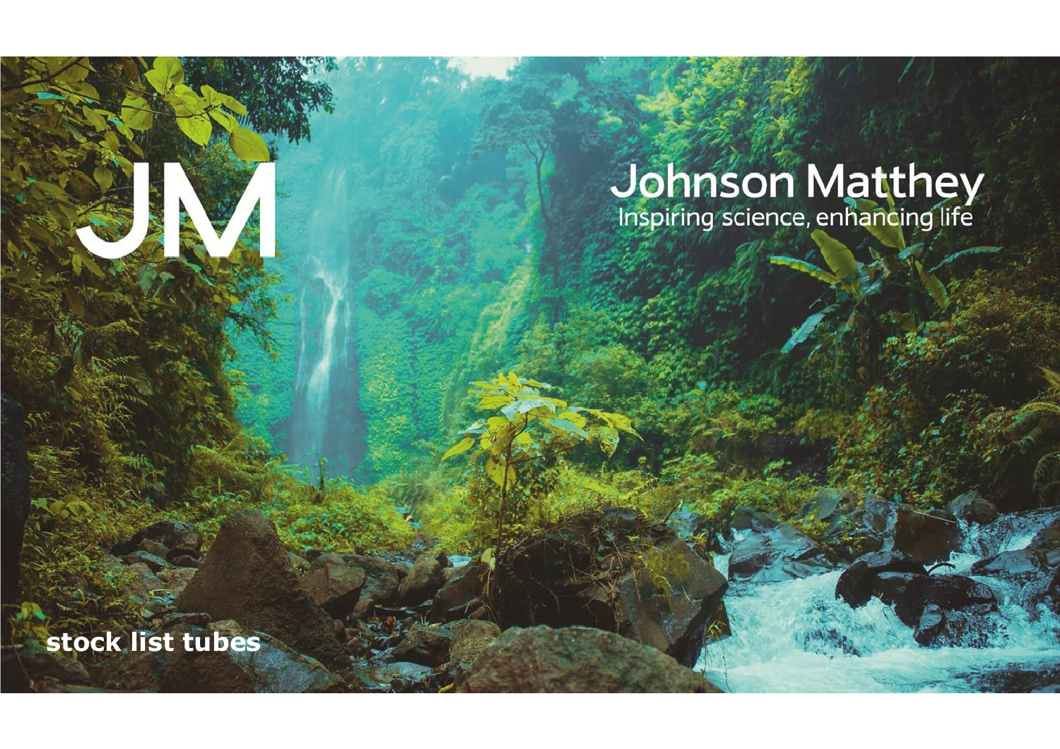JM

# Johnson Matthey

Inspiring science, enhancing life

**stock list tubes**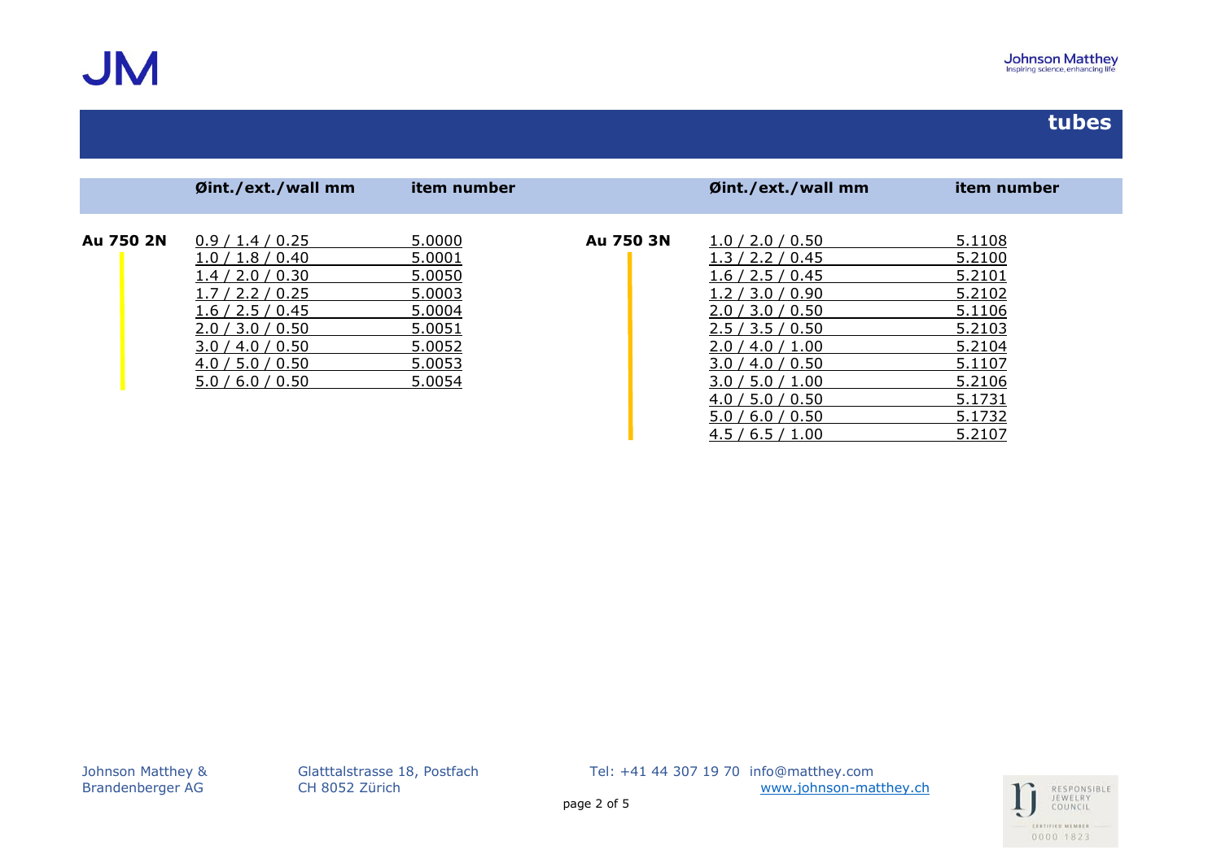## tubes

| | Øint./ext./wall mm | item number | | Øint./ext./wall mm | item number |
|---|---|---|---|---|---|
| **Au 750 2N** | 0.9 / 1.4 / 0.25 | 5.0000 | **Au 750 3N** | 1.0 / 2.0 / 0.50 | 5.1108 |
| | 1.0 / 1.8 / 0.40 | 5.0001 | | 1.3 / 2.2 / 0.45 | 5.2100 |
| | 1.4 / 2.0 / 0.30 | 5.0050 | | 1.6 / 2.5 / 0.45 | 5.2101 |
| | 1.7 / 2.2 / 0.25 | 5.0003 | | 1.2 / 3.0 / 0.90 | 5.2102 |
| | 1.6 / 2.5 / 0.45 | 5.0004 | | 2.0 / 3.0 / 0.50 | 5.1106 |
| | 2.0 / 3.0 / 0.50 | 5.0051 | | 2.5 / 3.5 / 0.50 | 5.2103 |
| | 3.0 / 4.0 / 0.50 | 5.0052 | | 2.0 / 4.0 / 1.00 | 5.2104 |
| | 4.0 / 5.0 / 0.50 | 5.0053 | | 3.0 / 4.0 / 0.50 | 5.1107 |
| | 5.0 / 6.0 / 0.50 | 5.0054 | | 3.0 / 5.0 / 1.00 | 5.2106 |
| | | | | 4.0 / 5.0 / 0.50 | 5.1731 |
| | | | | 5.0 / 6.0 / 0.50 | 5.1732 |
| | | | | 4.5 / 6.5 / 1.00 | 5.2107 |

Johnson Matthey & Brandenberger AG
Glatttalstrasse 18, Postfach
CH 8052 Zürich
Tel: +41 44 307 19 70 info@matthey.com
www.johnson-matthey.ch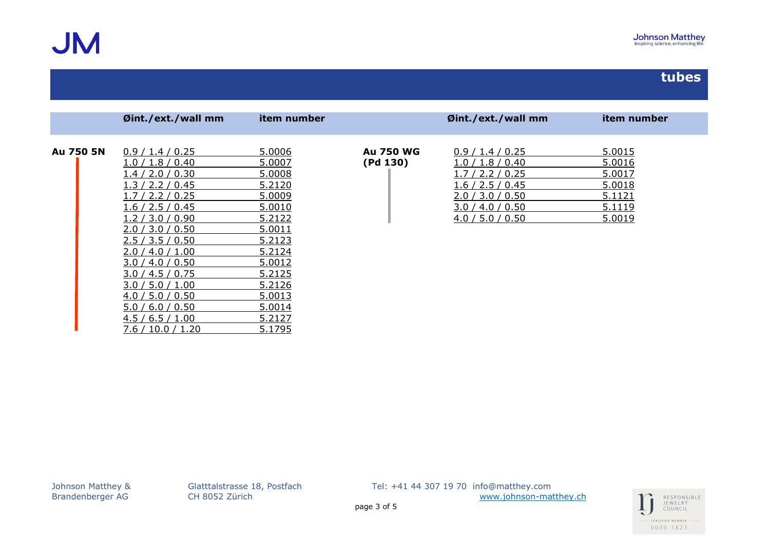# tubes

| | Øint./ext./wall mm | item number |
|---|---|---|
| **Au 750 5N** | 0.9 / 1.4 / 0.25 | 5.0006 |
| | 1.0 / 1.8 / 0.40 | 5.0007 |
| | 1.4 / 2.0 / 0.30 | 5.0008 |
| | 1.3 / 2.2 / 0.45 | 5.2120 |
| | 1.7 / 2.2 / 0.25 | 5.0009 |
| | 1.6 / 2.5 / 0.45 | 5.0010 |
| | 1.2 / 3.0 / 0.90 | 5.2122 |
| | 2.0 / 3.0 / 0.50 | 5.0011 |
| | 2.5 / 3.5 / 0.50 | 5.2123 |
| | 2.0 / 4.0 / 1.00 | 5.2124 |
| | 3.0 / 4.0 / 0.50 | 5.0012 |
| | 3.0 / 4.5 / 0.75 | 5.2125 |
| | 3.0 / 5.0 / 1.00 | 5.2126 |
| | 4.0 / 5.0 / 0.50 | 5.0013 |
| | 5.0 / 6.0 / 0.50 | 5.0014 |
| | 4.5 / 6.5 / 1.00 | 5.2127 |
| | 7.6 / 10.0 / 1.20 | 5.1795 |

| | Øint./ext./wall mm | item number |
|---|---|---|
| **Au 750 WG (Pd 130)** | 0.9 / 1.4 / 0.25 | 5.0015 |
| | 1.0 / 1.8 / 0.40 | 5.0016 |
| | 1.7 / 2.2 / 0.25 | 5.0017 |
| | 1.6 / 2.5 / 0.45 | 5.0018 |
| | 2.0 / 3.0 / 0.50 | 5.1121 |
| | 3.0 / 4.0 / 0.50 | 5.1119 |
| | 4.0 / 5.0 / 0.50 | 5.0019 |

Johnson Matthey & Brandenberger AG
Glatttalstrasse 18, Postfach
CH 8052 Zürich
Tel: +41 44 307 19 70 info@matthey.com
www.johnson-matthey.ch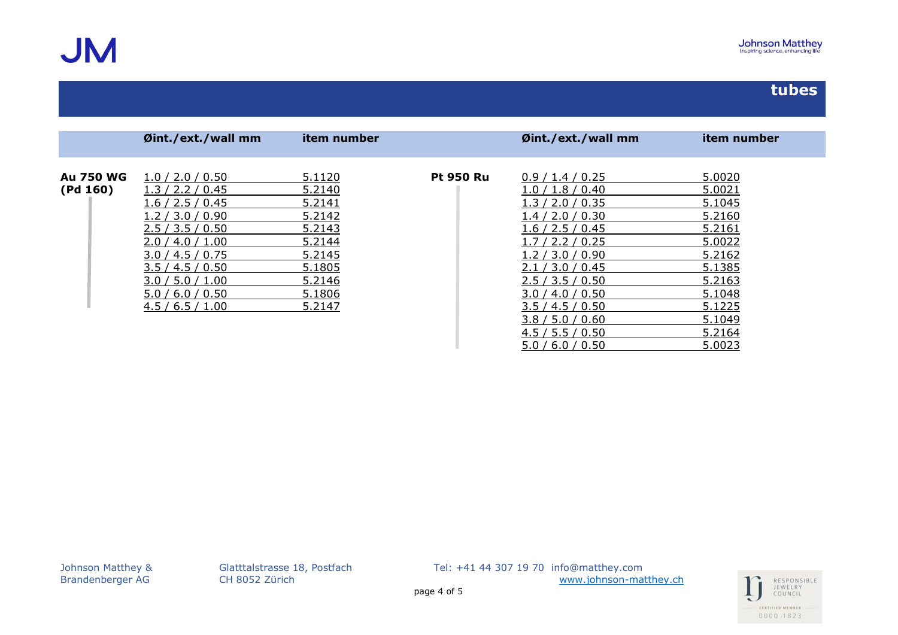# tubes

| | Øint./ext./wall mm | item number | | Øint./ext./wall mm | item number |
|---|---|---|---|---|---|
| **Au 750 WG (Pd 160)** | 1.0 / 2.0 / 0.50 | 5.1120 | **Pt 950 Ru** | 0.9 / 1.4 / 0.25 | 5.0020 |
| | 1.3 / 2.2 / 0.45 | 5.2140 | | 1.0 / 1.8 / 0.40 | 5.0021 |
| | 1.6 / 2.5 / 0.45 | 5.2141 | | 1.3 / 2.0 / 0.35 | 5.1045 |
| | 1.2 / 3.0 / 0.90 | 5.2142 | | 1.4 / 2.0 / 0.30 | 5.2160 |
| | 2.5 / 3.5 / 0.50 | 5.2143 | | 1.6 / 2.5 / 0.45 | 5.2161 |
| | 2.0 / 4.0 / 1.00 | 5.2144 | | 1.7 / 2.2 / 0.25 | 5.0022 |
| | 3.0 / 4.5 / 0.75 | 5.2145 | | 1.2 / 3.0 / 0.90 | 5.2162 |
| | 3.5 / 4.5 / 0.50 | 5.1805 | | 2.1 / 3.0 / 0.45 | 5.1385 |
| | 3.0 / 5.0 / 1.00 | 5.2146 | | 2.5 / 3.5 / 0.50 | 5.2163 |
| | 5.0 / 6.0 / 0.50 | 5.1806 | | 3.0 / 4.0 / 0.50 | 5.1048 |
| | 4.5 / 6.5 / 1.00 | 5.2147 | | 3.5 / 4.5 / 0.50 | 5.1225 |
| | | | | 3.8 / 5.0 / 0.60 | 5.1049 |
| | | | | 4.5 / 5.5 / 0.50 | 5.2164 |
| | | | | 5.0 / 6.0 / 0.50 | 5.0023 |

Johnson Matthey & Brandenberger AG

Glatttalstrasse 18, Postfach
CH 8052 Zürich

Tel: +41 44 307 19 70 info@matthey.com
www.johnson-matthey.ch

RESPONSIBLE JEWELRY COUNCIL
CERTIFIED MEMBER
0000 1823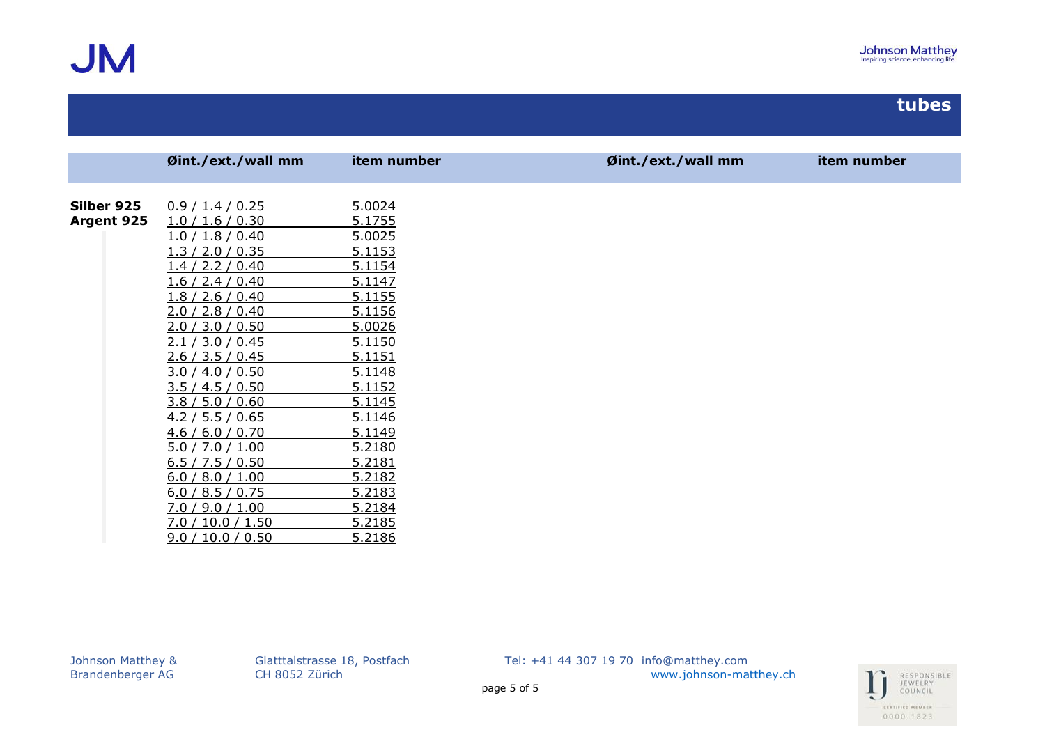## tubes

| | Øint./ext./wall mm | item number | Øint./ext./wall mm | item number |
|---|---|---|---|---|
| **Silber 925**<br>**Argent 925** | 0.9 / 1.4 / 0.25 | 5.0024 | | |
| | 1.0 / 1.6 / 0.30 | 5.1755 | | |
| | 1.0 / 1.8 / 0.40 | 5.0025 | | |
| | 1.3 / 2.0 / 0.35 | 5.1153 | | |
| | 1.4 / 2.2 / 0.40 | 5.1154 | | |
| | 1.6 / 2.4 / 0.40 | 5.1147 | | |
| | 1.8 / 2.6 / 0.40 | 5.1155 | | |
| | 2.0 / 2.8 / 0.40 | 5.1156 | | |
| | 2.0 / 3.0 / 0.50 | 5.0026 | | |
| | 2.1 / 3.0 / 0.45 | 5.1150 | | |
| | 2.6 / 3.5 / 0.45 | 5.1151 | | |
| | 3.0 / 4.0 / 0.50 | 5.1148 | | |
| | 3.5 / 4.5 / 0.50 | 5.1152 | | |
| | 3.8 / 5.0 / 0.60 | 5.1145 | | |
| | 4.2 / 5.5 / 0.65 | 5.1146 | | |
| | 4.6 / 6.0 / 0.70 | 5.1149 | | |
| | 5.0 / 7.0 / 1.00 | 5.2180 | | |
| | 6.5 / 7.5 / 0.50 | 5.2181 | | |
| | 6.0 / 8.0 / 1.00 | 5.2182 | | |
| | 6.0 / 8.5 / 0.75 | 5.2183 | | |
| | 7.0 / 9.0 / 1.00 | 5.2184 | | |
| | 7.0 / 10.0 / 1.50 | 5.2185 | | |
| | 9.0 / 10.0 / 0.50 | 5.2186 | | |

Johnson Matthey & Brandenberger AG
Glatttalstrasse 18, Postfach
CH 8052 Zürich
Tel: +41 44 307 19 70 info@matthey.com
www.johnson-matthey.ch